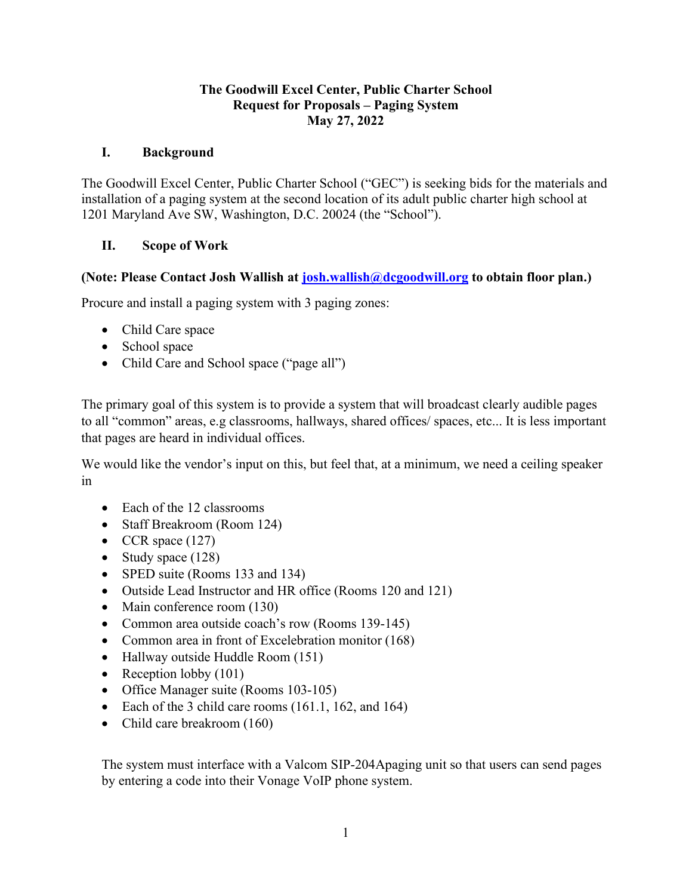**The Goodwill Excel Center, Public Charter School**
**Request for Proposals – Paging System**
**May 27, 2022**

## I. Background

The Goodwill Excel Center, Public Charter School ("GEC") is seeking bids for the materials and installation of a paging system at the second location of its adult public charter high school at 1201 Maryland Ave SW, Washington, D.C. 20024 (the "School").

## II. Scope of Work

**(Note: Please Contact Josh Wallish at [josh.wallish@dcgoodwill.org](mailto:josh.wallish@dcgoodwill.org) to obtain floor plan.)**

Procure and install a paging system with 3 paging zones:

- Child Care space
- School space
- Child Care and School space ("page all")

The primary goal of this system is to provide a system that will broadcast clearly audible pages to all "common" areas, e.g classrooms, hallways, shared offices/ spaces, etc... It is less important that pages are heard in individual offices.

We would like the vendor's input on this, but feel that, at a minimum, we need a ceiling speaker in

- Each of the 12 classrooms
- Staff Breakroom (Room 124)
- CCR space (127)
- Study space (128)
- SPED suite (Rooms 133 and 134)
- Outside Lead Instructor and HR office (Rooms 120 and 121)
- Main conference room (130)
- Common area outside coach's row (Rooms 139-145)
- Common area in front of Excelebration monitor (168)
- Hallway outside Huddle Room (151)
- Reception lobby (101)
- Office Manager suite (Rooms 103-105)
- Each of the 3 child care rooms (161.1, 162, and 164)
- Child care breakroom (160)

The system must interface with a Valcom SIP-204Apaging unit so that users can send pages by entering a code into their Vonage VoIP phone system.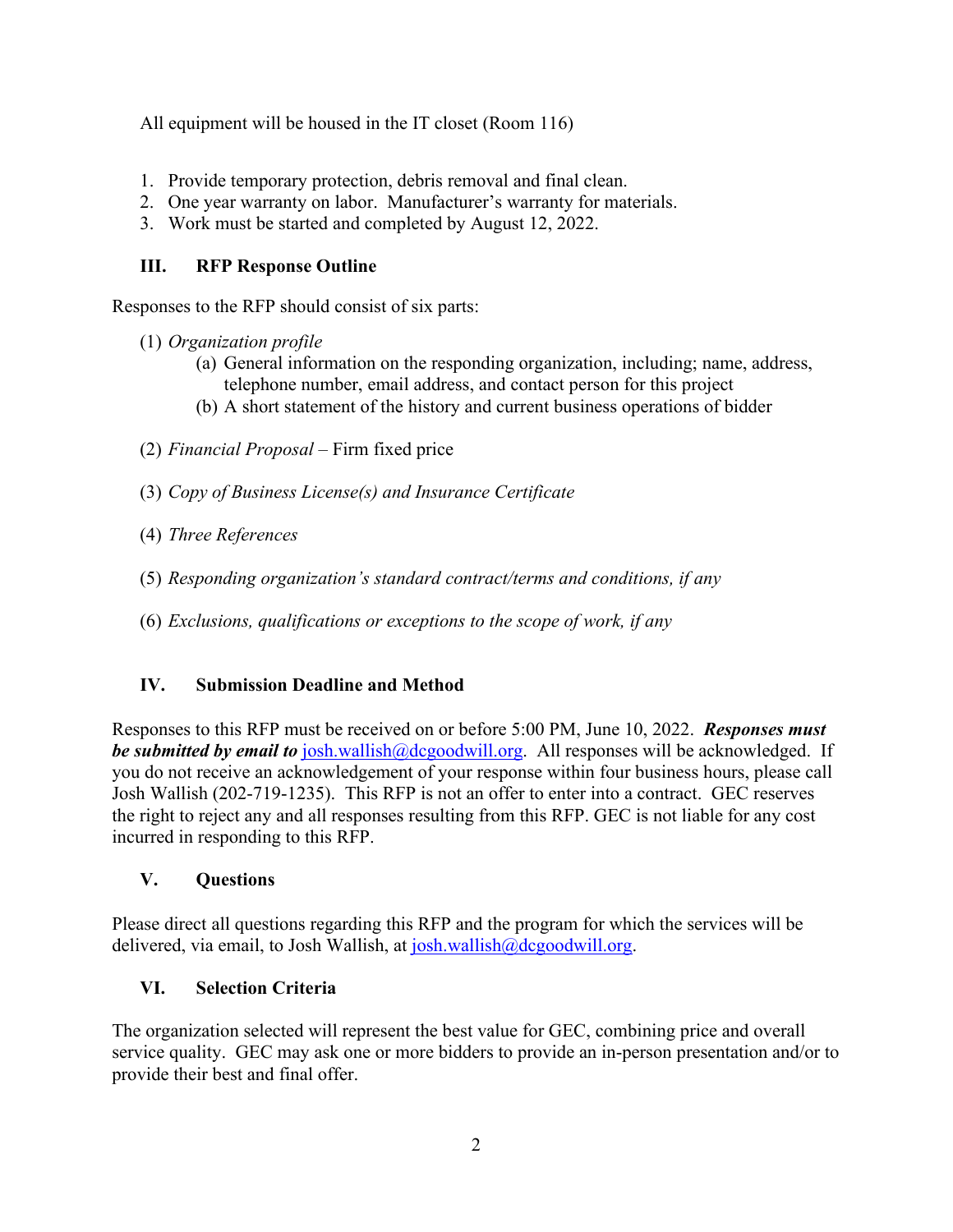All equipment will be housed in the IT closet (Room 116)

1. Provide temporary protection, debris removal and final clean.
2. One year warranty on labor. Manufacturer's warranty for materials.
3. Work must be started and completed by August 12, 2022.

## III. RFP Response Outline

Responses to the RFP should consist of six parts:

(1) *Organization profile*
  (a) General information on the responding organization, including; name, address, telephone number, email address, and contact person for this project
  (b) A short statement of the history and current business operations of bidder

(2) *Financial Proposal* – Firm fixed price

(3) *Copy of Business License(s) and Insurance Certificate*

(4) *Three References*

(5) *Responding organization's standard contract/terms and conditions, if any*

(6) *Exclusions, qualifications or exceptions to the scope of work, if any*

## IV. Submission Deadline and Method

Responses to this RFP must be received on or before 5:00 PM, June 10, 2022. ***Responses must be submitted by email to*** josh.wallish@dcgoodwill.org. All responses will be acknowledged. If you do not receive an acknowledgement of your response within four business hours, please call Josh Wallish (202-719-1235). This RFP is not an offer to enter into a contract. GEC reserves the right to reject any and all responses resulting from this RFP. GEC is not liable for any cost incurred in responding to this RFP.

## V. Questions

Please direct all questions regarding this RFP and the program for which the services will be delivered, via email, to Josh Wallish, at josh.wallish@dcgoodwill.org.

## VI. Selection Criteria

The organization selected will represent the best value for GEC, combining price and overall service quality. GEC may ask one or more bidders to provide an in-person presentation and/or to provide their best and final offer.